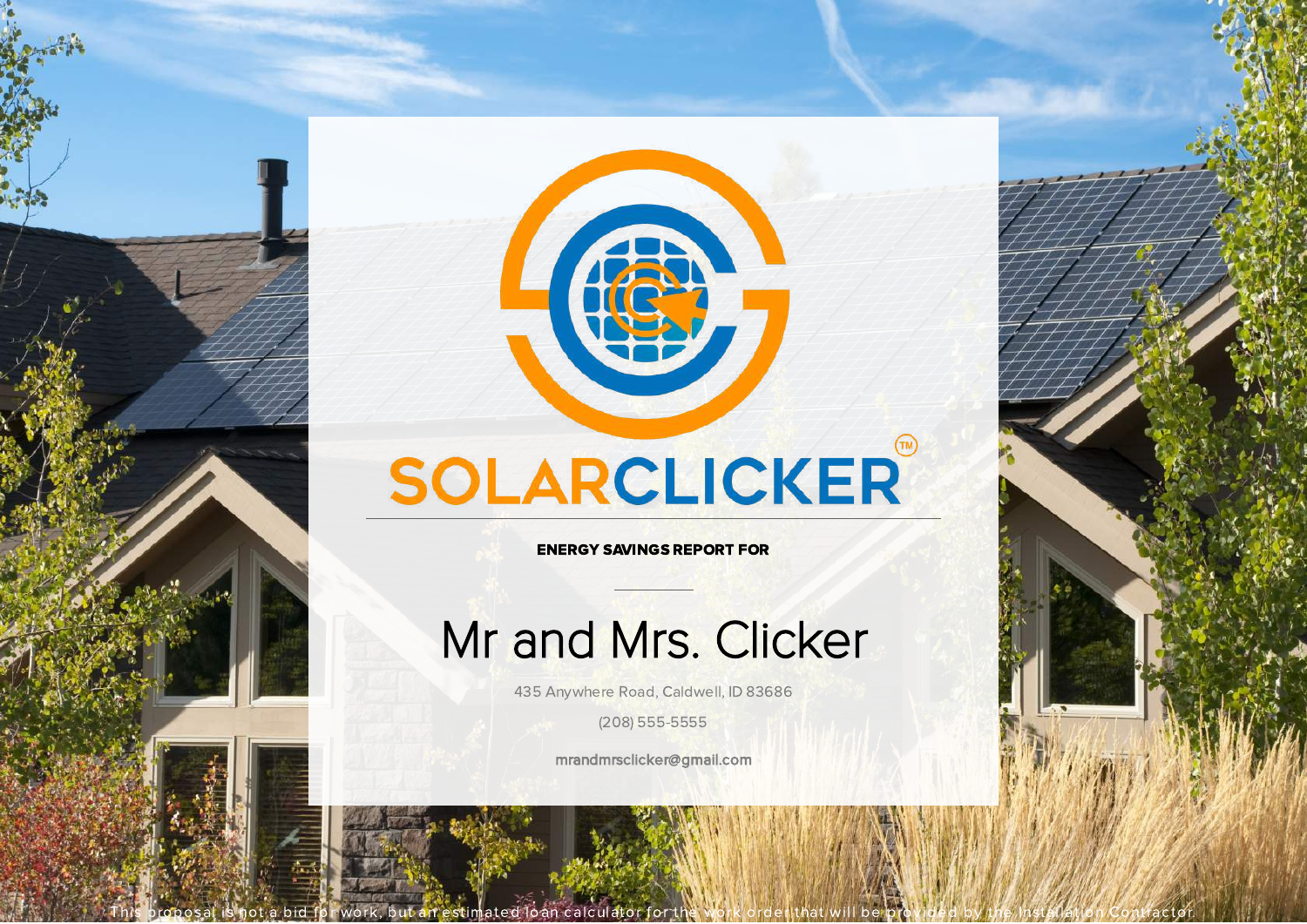SOLARCLICKER™

ENERGY SAVINGS REPORT FOR

# Mr and Mrs. Clicker

435 Anywhere Road, Caldwell, ID 83686

(208) 555-5555

mrandmrsclicker@gmail.com

This proposal is not a bid for work, but an estimated loan calculator for the work order that will be provided by the Installation Contractor.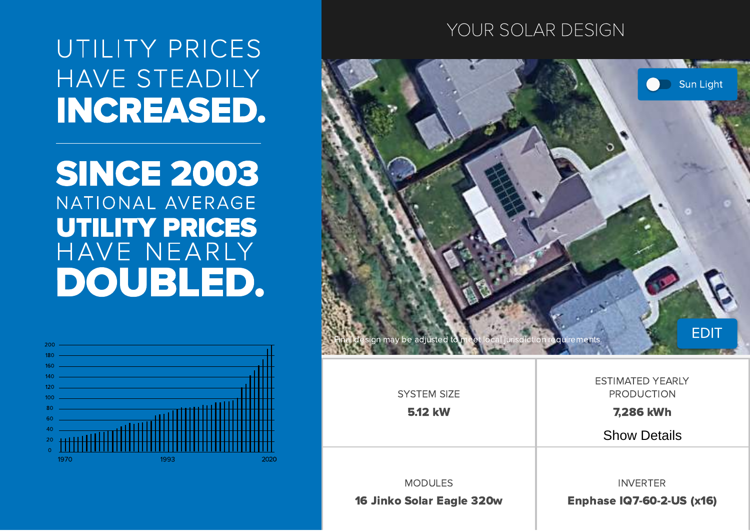# UTILITY PRICES HAVE STEADILY **INCREASED.**

---

**SINCE 2003** NATIONAL AVERAGE **UTILITY PRICES** HAVE NEARLY **DOUBLED.**

# YOUR SOLAR DESIGN

Sun Light

Final design may be adjusted to meet local jurisdiction requirements.

EDIT

| SYSTEM SIZE | ESTIMATED YEARLY PRODUCTION |
| --- | --- |
| **5.12 kW** | **7,286 kWh** |
| | Show Details |

| MODULES | INVERTER |
| --- | --- |
| **16 Jinko Solar Eagle 320w** | **Enphase IQ7-60-2-US (x16)** |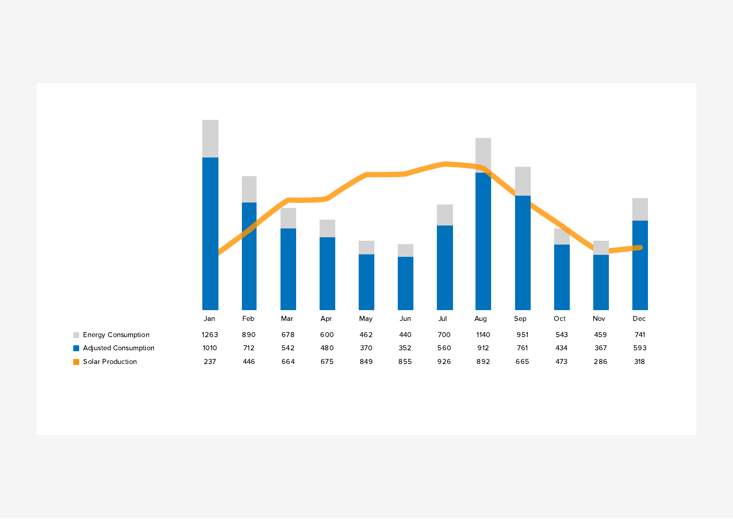|  | Jan | Feb | Mar | Apr | May | Jun | Jul | Aug | Sep | Oct | Nov | Dec |
|---|---|---|---|---|---|---|---|---|---|---|---|---|
| Energy Consumption | 1263 | 890 | 678 | 600 | 462 | 440 | 700 | 1140 | 951 | 543 | 459 | 741 |
| Adjusted Consumption | 1010 | 712 | 542 | 480 | 370 | 352 | 560 | 912 | 761 | 434 | 367 | 593 |
| Solar Production | 237 | 446 | 664 | 675 | 849 | 855 | 926 | 892 | 665 | 473 | 286 | 318 |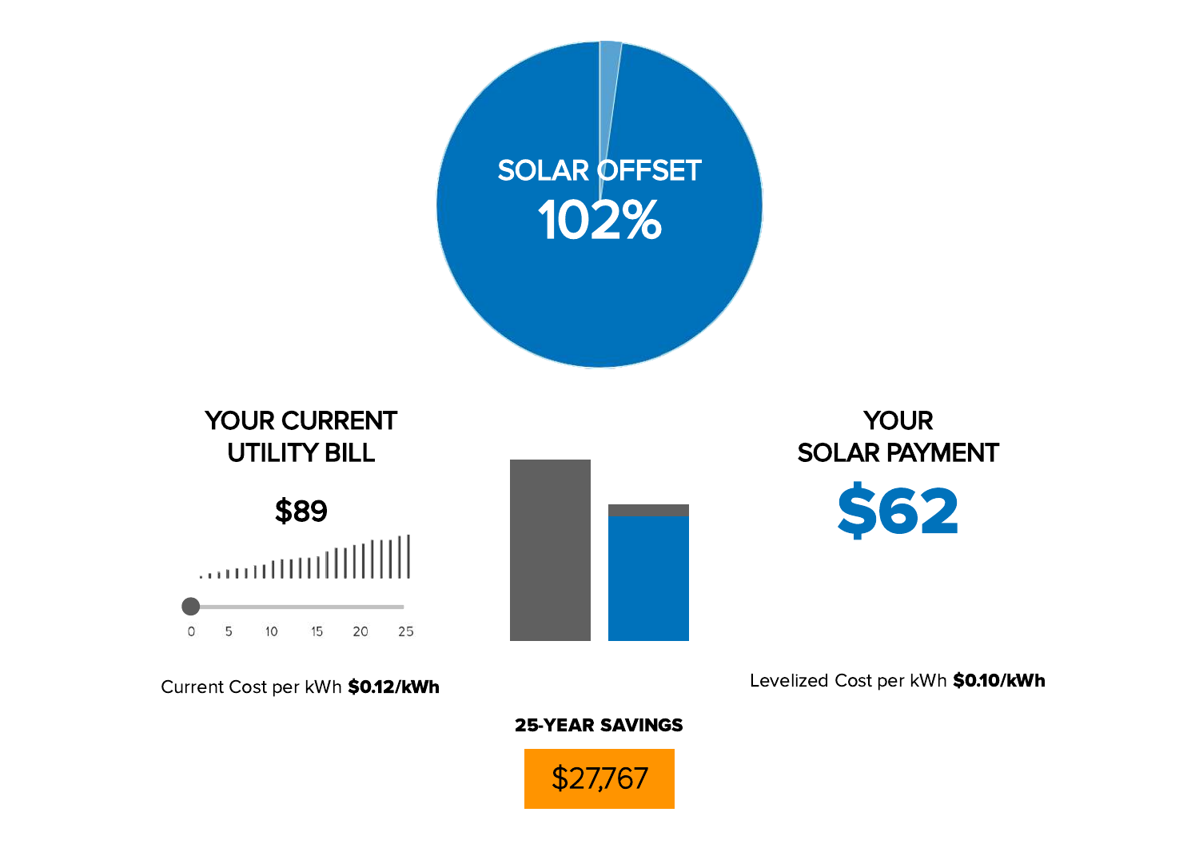SOLAR OFFSET

102%

## YOUR CURRENT UTILITY BILL

**$89**

0 5 10 15 20 25

Current Cost per kWh **$0.12/kWh**

## YOUR SOLAR PAYMENT

**$62**

Levelized Cost per kWh **$0.10/kWh**

**25-YEAR SAVINGS**

$27,767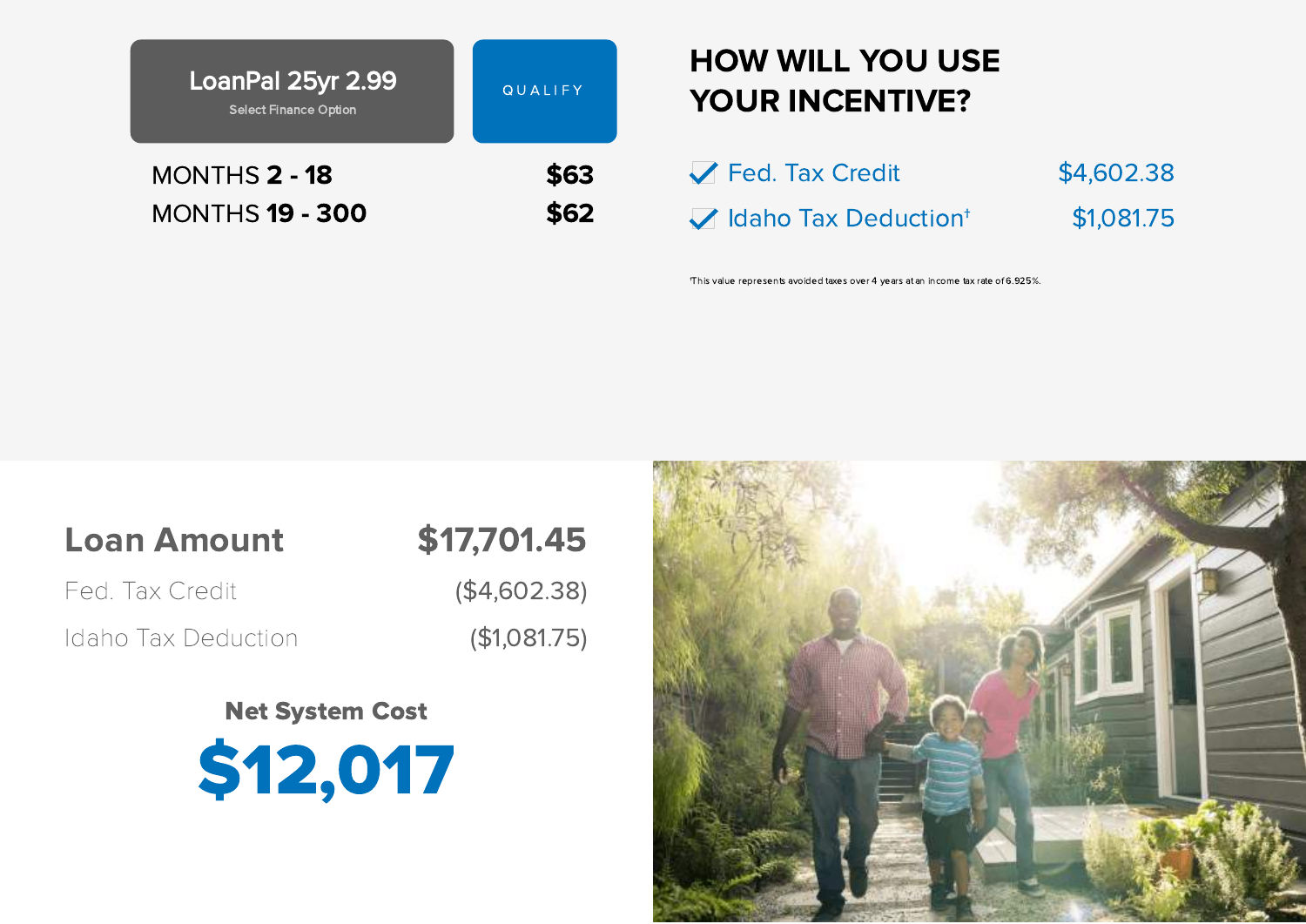**LoanPal 25yr 2.99**

Select Finance Option

QUALIFY

| | |
|---|---|
| MONTHS **2 - 18** | **$63** |
| MONTHS **19 - 300** | **$62** |

## HOW WILL YOU USE YOUR INCENTIVE?

- ☑ Fed. Tax Credit — $4,602.38
- ☑ Idaho Tax Deduction† — $1,081.75

†This value represents avoided taxes over 4 years at an income tax rate of 6.925%.

| | |
|---|---|
| **Loan Amount** | **$17,701.45** |
| Fed. Tax Credit | ($4,602.38) |
| Idaho Tax Deduction | ($1,081.75) |

**Net System Cost**

**$12,017**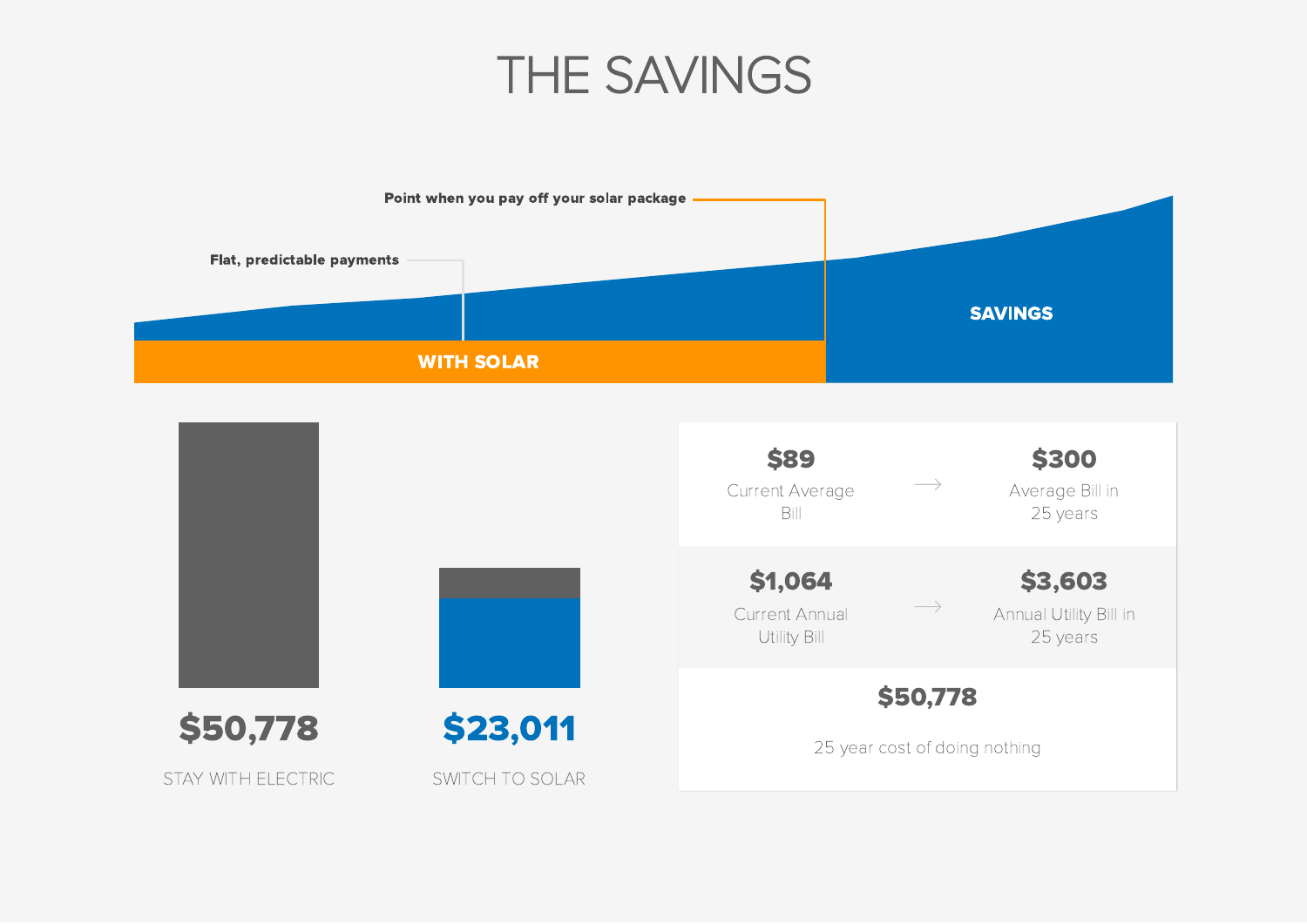# THE SAVINGS

Point when you pay off your solar package

Flat, predictable payments

WITH SOLAR

SAVINGS

**$50,778**

STAY WITH ELECTRIC

**$23,011**

SWITCH TO SOLAR

| | | |
|---|---|---|
| **$89** Current Average Bill | → | **$300** Average Bill in 25 years |
| **$1,064** Current Annual Utility Bill | → | **$3,603** Annual Utility Bill in 25 years |

**$50,778**

25 year cost of doing nothing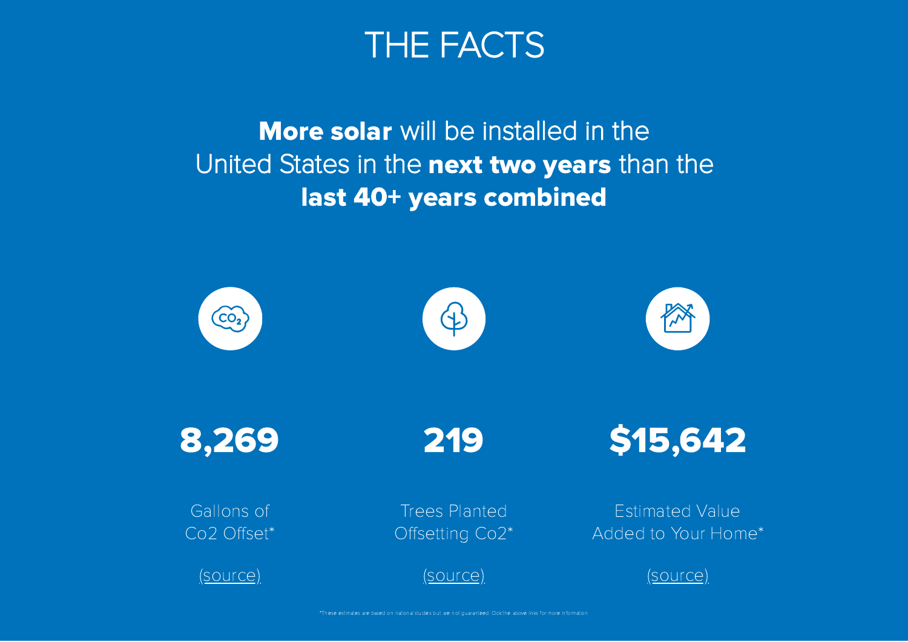# THE FACTS

**More solar** will be installed in the United States in the **next two years** than the **last 40+ years combined**

**8,269**

Gallons of Co2 Offset*

(source)

**219**

Trees Planted Offsetting Co2*

(source)

**$15,642**

Estimated Value Added to Your Home*

(source)

*These estimates are based on national studies but are not guaranteed. Click the above links for more information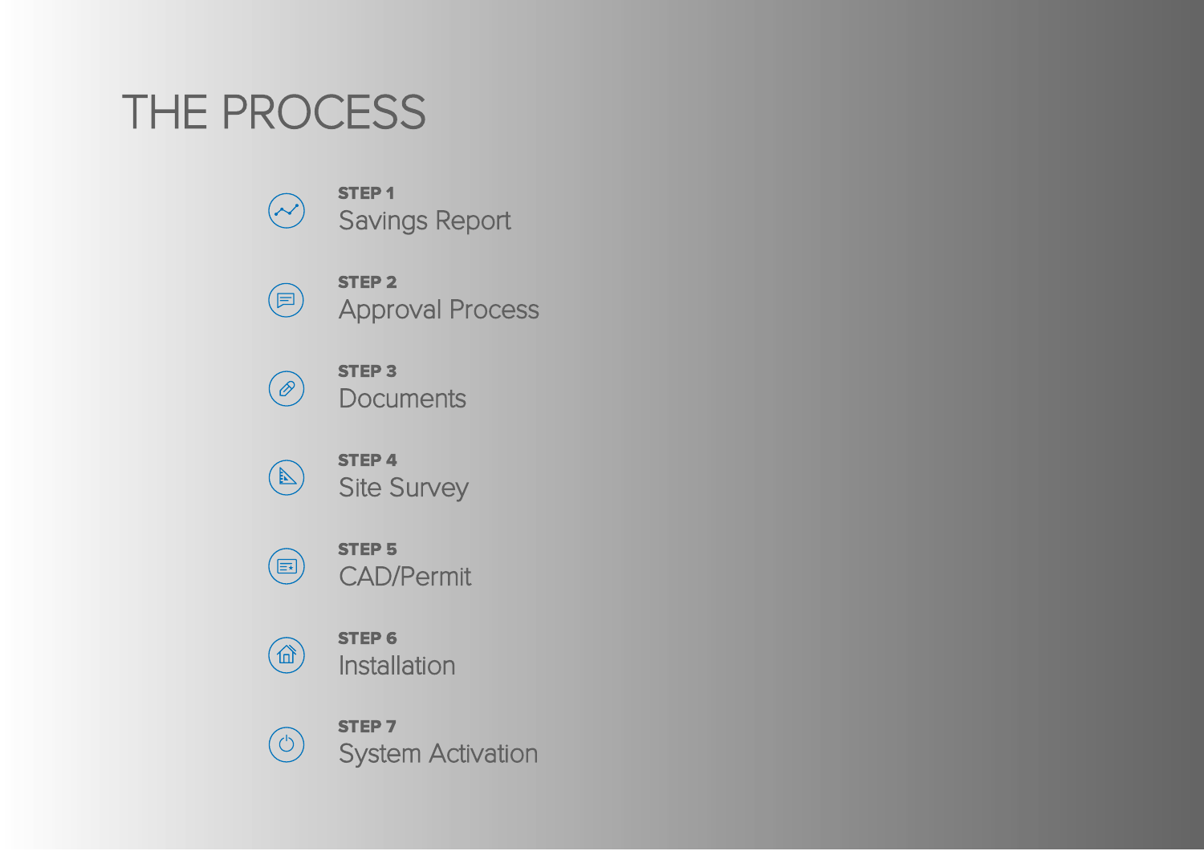# THE PROCESS

**STEP 1**
Savings Report

**STEP 2**
Approval Process

**STEP 3**
Documents

**STEP 4**
Site Survey

**STEP 5**
CAD/Permit

**STEP 6**
Installation

**STEP 7**
System Activation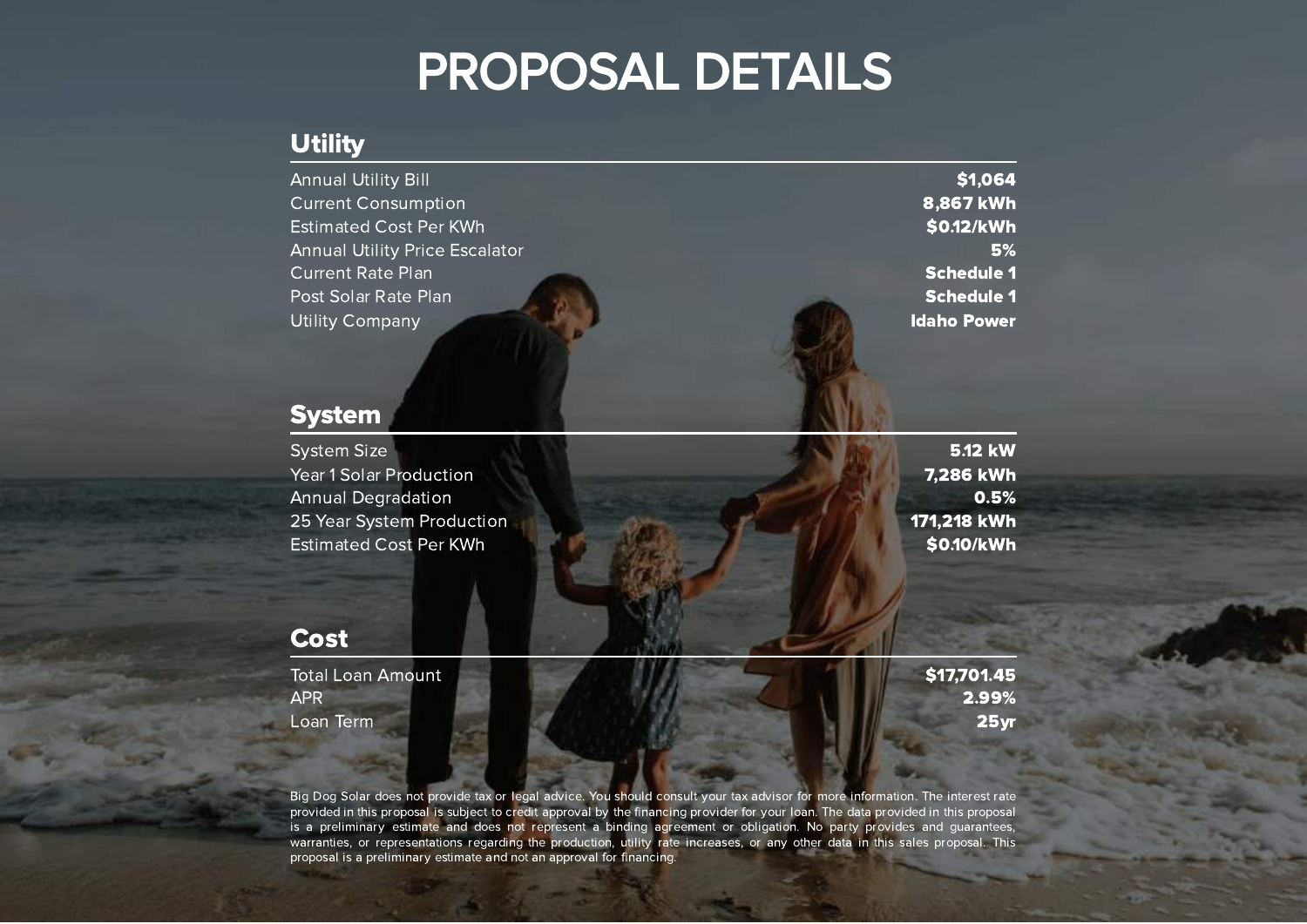# PROPOSAL DETAILS

## Utility

| | |
|---|---|
| Annual Utility Bill | **$1,064** |
| Current Consumption | **8,867 kWh** |
| Estimated Cost Per KWh | **$0.12/kWh** |
| Annual Utility Price Escalator | **5%** |
| Current Rate Plan | **Schedule 1** |
| Post Solar Rate Plan | **Schedule 1** |
| Utility Company | **Idaho Power** |

## System

| | |
|---|---|
| System Size | **5.12 kW** |
| Year 1 Solar Production | **7,286 kWh** |
| Annual Degradation | **0.5%** |
| 25 Year System Production | **171,218 kWh** |
| Estimated Cost Per KWh | **$0.10/kWh** |

## Cost

| | |
|---|---|
| Total Loan Amount | **$17,701.45** |
| APR | **2.99%** |
| Loan Term | **25yr** |

Big Dog Solar does not provide tax or legal advice. You should consult your tax advisor for more information. The interest rate provided in this proposal is subject to credit approval by the financing provider for your loan. The data provided in this proposal is a preliminary estimate and does not represent a binding agreement or obligation. No party provides and guarantees, warranties, or representations regarding the production, utility rate increases, or any other data in this sales proposal. This proposal is a preliminary estimate and not an approval for financing.